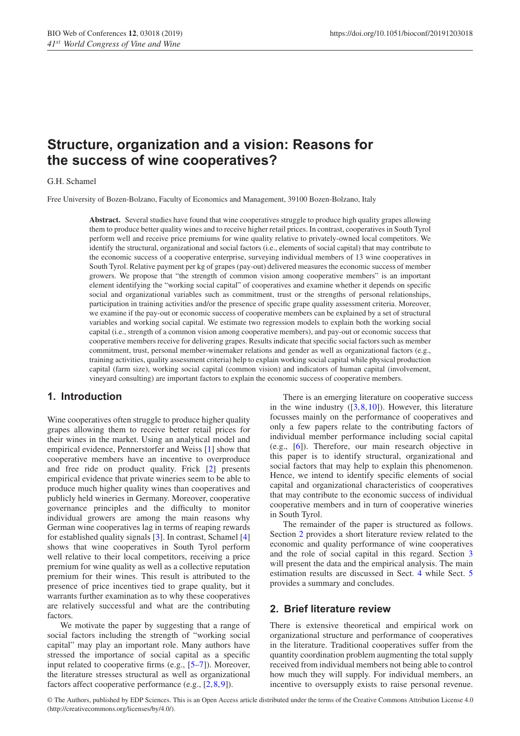# Structure, organization and a vision: Reasons for the success of wine cooperatives?

G.H. Schamel

Free University of Bozen-Bolzano, Faculty of Economics and Management, 39100 Bozen-Bolzano, Italy

**Abstract.** Several studies have found that wine cooperatives struggle to produce high quality grapes allowing them to produce better quality wines and to receive higher retail prices. In contrast, cooperatives in South Tyrol perform well and receive price premiums for wine quality relative to privately-owned local competitors. We identify the structural, organizational and social factors (i.e., elements of social capital) that may contribute to the economic success of a cooperative enterprise, surveying individual members of 13 wine cooperatives in South Tyrol. Relative payment per kg of grapes (pay-out) delivered measures the economic success of member growers. We propose that "the strength of common vision among cooperative members" is an important element identifying the "working social capital" of cooperatives and examine whether it depends on specific social and organizational variables such as commitment, trust or the strengths of personal relationships, participation in training activities and/or the presence of specific grape quality assessment criteria. Moreover, we examine if the pay-out or economic success of cooperative members can be explained by a set of structural variables and working social capital. We estimate two regression models to explain both the working social capital (i.e., strength of a common vision among cooperative members), and pay-out or economic success that cooperative members receive for delivering grapes. Results indicate that specific social factors such as member commitment, trust, personal member-winemaker relations and gender as well as organizational factors (e.g., training activities, quality assessment criteria) help to explain working social capital while physical production capital (farm size), working social capital (common vision) and indicators of human capital (involvement, vineyard consulting) are important factors to explain the economic success of cooperative members.

## 1. Introduction

Wine cooperatives often struggle to produce higher quality grapes allowing them to receive better retail prices for their wines in the market. Using an analytical model and empirical evidence, Pennerstorfer and Weiss [1] show that cooperative members have an incentive to overproduce and free ride on product quality. Frick [2] presents empirical evidence that private wineries seem to be able to produce much higher quality wines than cooperatives and publicly held wineries in Germany. Moreover, cooperative governance principles and the difficulty to monitor individual growers are among the main reasons why German wine cooperatives lag in terms of reaping rewards for established quality signals [3]. In contrast, Schamel [4] shows that wine cooperatives in South Tyrol perform well relative to their local competitors, receiving a price premium for wine quality as well as a collective reputation premium for their wines. This result is attributed to the presence of price incentives tied to grape quality, but it warrants further examination as to why these cooperatives are relatively successful and what are the contributing factors.

We motivate the paper by suggesting that a range of social factors including the strength of "working social capital" may play an important role. Many authors have stressed the importance of social capital as a specific input related to cooperative firms (e.g., [5–7]). Moreover, the literature stresses structural as well as organizational factors affect cooperative performance (e.g., [2,8,9]).

There is an emerging literature on cooperative success in the wine industry ([3,8,10]). However, this literature focusses mainly on the performance of cooperatives and only a few papers relate to the contributing factors of individual member performance including social capital (e.g., [6]). Therefore, our main research objective in this paper is to identify structural, organizational and social factors that may help to explain this phenomenon. Hence, we intend to identify specific elements of social capital and organizational characteristics of cooperatives that may contribute to the economic success of individual cooperative members and in turn of cooperative wineries in South Tyrol.

The remainder of the paper is structured as follows. Section 2 provides a short literature review related to the economic and quality performance of wine cooperatives and the role of social capital in this regard. Section 3 will present the data and the empirical analysis. The main estimation results are discussed in Sect. 4 while Sect. 5 provides a summary and concludes.

## 2. Brief literature review

There is extensive theoretical and empirical work on organizational structure and performance of cooperatives in the literature. Traditional cooperatives suffer from the quantity coordination problem augmenting the total supply received from individual members not being able to control how much they will supply. For individual members, an incentive to oversupply exists to raise personal revenue.

© The Authors, published by EDP Sciences. This is an Open Access article distributed under the terms of the Creative Commons Attribution License 4.0 (http://creativecommons.org/licenses/by/4.0/).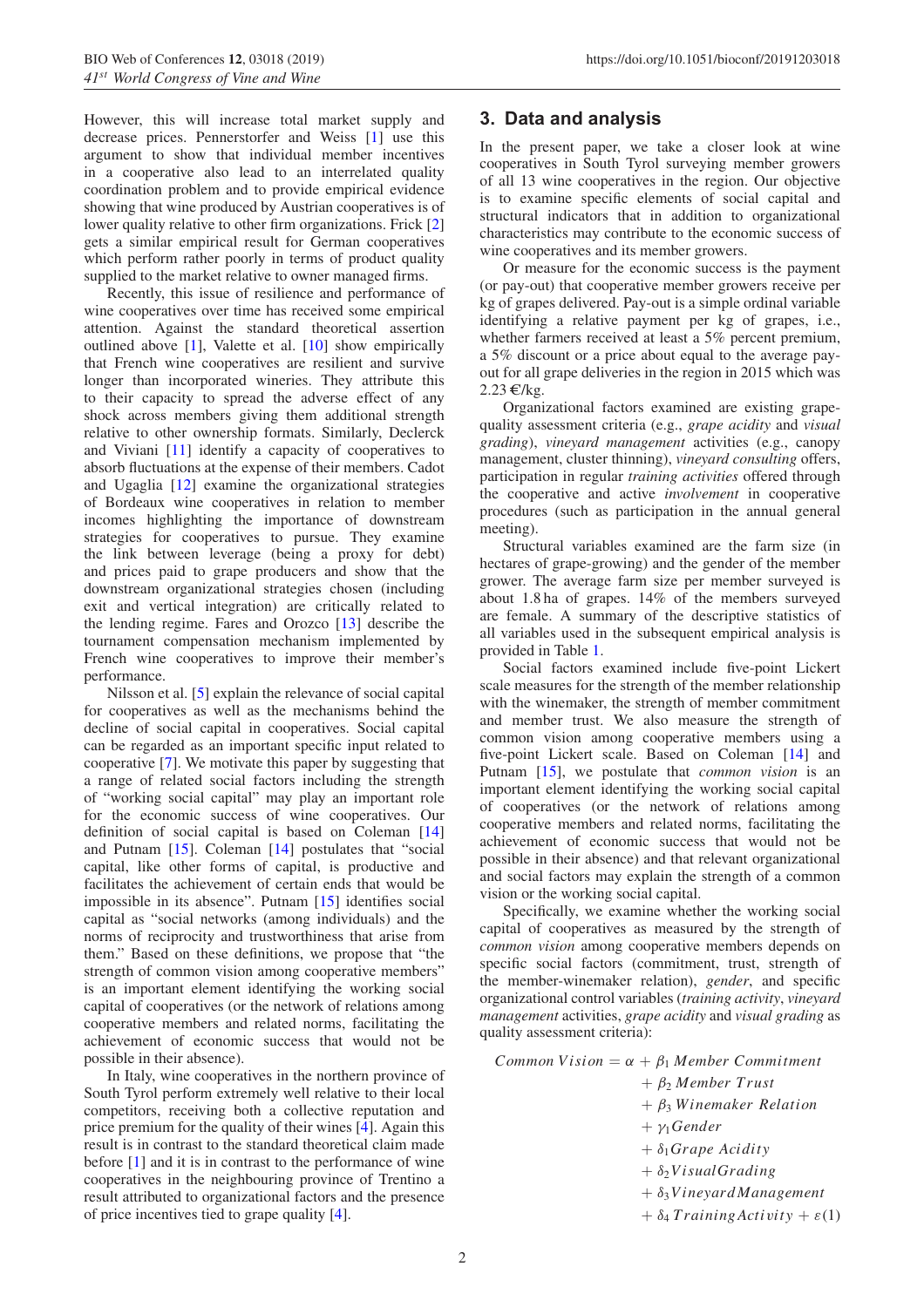However, this will increase total market supply and decrease prices. Pennerstorfer and Weiss [1] use this argument to show that individual member incentives in a cooperative also lead to an interrelated quality coordination problem and to provide empirical evidence showing that wine produced by Austrian cooperatives is of lower quality relative to other firm organizations. Frick [2] gets a similar empirical result for German cooperatives which perform rather poorly in terms of product quality supplied to the market relative to owner managed firms.

Recently, this issue of resilience and performance of wine cooperatives over time has received some empirical attention. Against the standard theoretical assertion outlined above [1], Valette et al. [10] show empirically that French wine cooperatives are resilient and survive longer than incorporated wineries. They attribute this to their capacity to spread the adverse effect of any shock across members giving them additional strength relative to other ownership formats. Similarly, Declerck and Viviani [11] identify a capacity of cooperatives to absorb fluctuations at the expense of their members. Cadot and Ugaglia [12] examine the organizational strategies of Bordeaux wine cooperatives in relation to member incomes highlighting the importance of downstream strategies for cooperatives to pursue. They examine the link between leverage (being a proxy for debt) and prices paid to grape producers and show that the downstream organizational strategies chosen (including exit and vertical integration) are critically related to the lending regime. Fares and Orozco [13] describe the tournament compensation mechanism implemented by French wine cooperatives to improve their member's performance.

Nilsson et al. [5] explain the relevance of social capital for cooperatives as well as the mechanisms behind the decline of social capital in cooperatives. Social capital can be regarded as an important specific input related to cooperative [7]. We motivate this paper by suggesting that a range of related social factors including the strength of "working social capital" may play an important role for the economic success of wine cooperatives. Our definition of social capital is based on Coleman [14] and Putnam [15]. Coleman [14] postulates that "social capital, like other forms of capital, is productive and facilitates the achievement of certain ends that would be impossible in its absence". Putnam [15] identifies social capital as "social networks (among individuals) and the norms of reciprocity and trustworthiness that arise from them." Based on these definitions, we propose that "the strength of common vision among cooperative members" is an important element identifying the working social capital of cooperatives (or the network of relations among cooperative members and related norms, facilitating the achievement of economic success that would not be possible in their absence).

In Italy, wine cooperatives in the northern province of South Tyrol perform extremely well relative to their local competitors, receiving both a collective reputation and price premium for the quality of their wines [4]. Again this result is in contrast to the standard theoretical claim made before [1] and it is in contrast to the performance of wine cooperatives in the neighbouring province of Trentino a result attributed to organizational factors and the presence of price incentives tied to grape quality [4].

## 3. Data and analysis

In the present paper, we take a closer look at wine cooperatives in South Tyrol surveying member growers of all 13 wine cooperatives in the region. Our objective is to examine specific elements of social capital and structural indicators that in addition to organizational characteristics may contribute to the economic success of wine cooperatives and its member growers.

Or measure for the economic success is the payment (or pay-out) that cooperative member growers receive per kg of grapes delivered. Pay-out is a simple ordinal variable identifying a relative payment per kg of grapes, i.e., whether farmers received at least a 5% percent premium, a 5% discount or a price about equal to the average pay-out for all grape deliveries in the region in 2015 which was 2.23 €/kg.

Organizational factors examined are existing grape-quality assessment criteria (e.g., *grape acidity* and *visual grading*), *vineyard management* activities (e.g., canopy management, cluster thinning), *vineyard consulting* offers, participation in regular *training activities* offered through the cooperative and active *involvement* in cooperative procedures (such as participation in the annual general meeting).

Structural variables examined are the farm size (in hectares of grape-growing) and the gender of the member grower. The average farm size per member surveyed is about 1.8 ha of grapes. 14% of the members surveyed are female. A summary of the descriptive statistics of all variables used in the subsequent empirical analysis is provided in Table 1.

Social factors examined include five-point Lickert scale measures for the strength of the member relationship with the winemaker, the strength of member commitment and member trust. We also measure the strength of common vision among cooperative members using a five-point Lickert scale. Based on Coleman [14] and Putnam [15], we postulate that *common vision* is an important element identifying the working social capital of cooperatives (or the network of relations among cooperative members and related norms, facilitating the achievement of economic success that would not be possible in their absence) and that relevant organizational and social factors may explain the strength of a common vision or the working social capital.

Specifically, we examine whether the working social capital of cooperatives as measured by the strength of *common vision* among cooperative members depends on specific social factors (commitment, trust, strength of the member-winemaker relation), *gender*, and specific organizational control variables (*training activity*, *vineyard management* activities, *grape acidity* and *visual grading* as quality assessment criteria):

$$
\begin{aligned}
Common\ Vision = \alpha &+ \beta_1\, Member\ Commitment \\
&+ \beta_2\, Member\ Trust \\
&+ \beta_3\, Winemaker\ Relation \\
&+ \gamma_1 Gender \\
&+ \delta_1 Grape\ Acidity \\
&+ \delta_2 Visual Grading \\
&+ \delta_3 Vineyard Management \\
&+ \delta_4\, Training Activity + \varepsilon \quad (1)
\end{aligned}
$$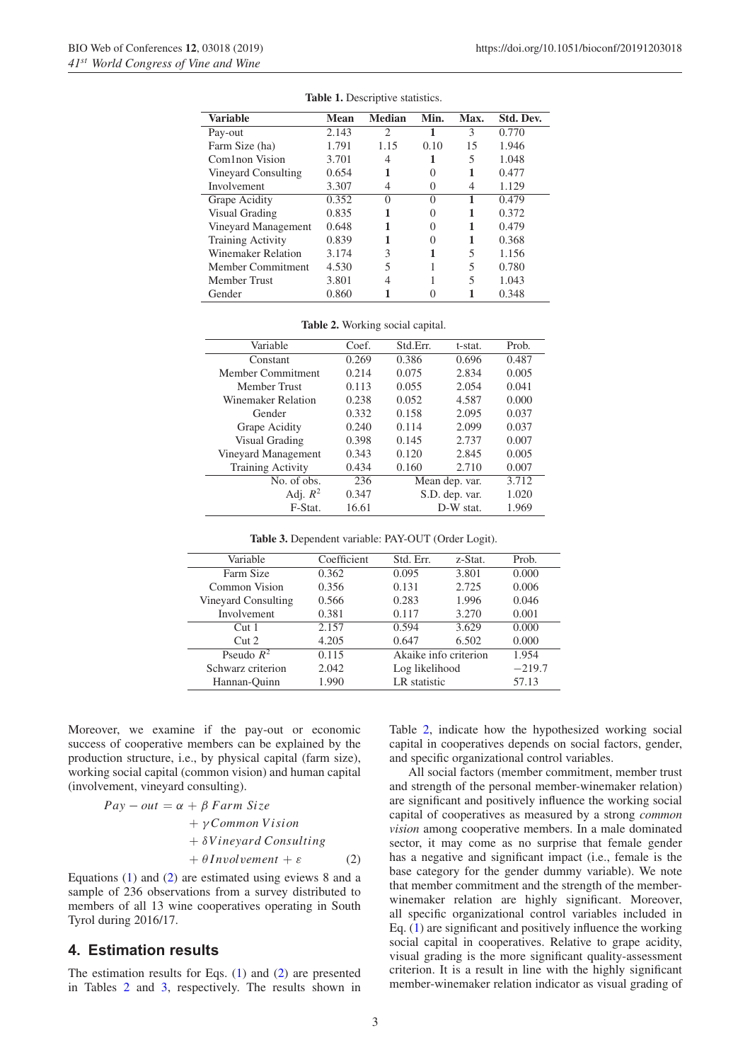**Table 1.** Descriptive statistics.

| Variable | Mean | Median | Min. | Max. | Std. Dev. |
|---|---|---|---|---|---|
| Pay-out | 2.143 | 2 | 1 | 3 | 0.770 |
| Farm Size (ha) | 1.791 | 1.15 | 0.10 | 15 | 1.946 |
| Com1non Vision | 3.701 | 4 | 1 | 5 | 1.048 |
| Vineyard Consulting | 0.654 | 1 | 0 | 1 | 0.477 |
| Involvement | 3.307 | 4 | 0 | 4 | 1.129 |
| Grape Acidity | 0.352 | 0 | 0 | 1 | 0.479 |
| Visual Grading | 0.835 | 1 | 0 | 1 | 0.372 |
| Vineyard Management | 0.648 | 1 | 0 | 1 | 0.479 |
| Training Activity | 0.839 | 1 | 0 | 1 | 0.368 |
| Winemaker Relation | 3.174 | 3 | 1 | 5 | 1.156 |
| Member Commitment | 4.530 | 5 | 1 | 5 | 0.780 |
| Member Trust | 3.801 | 4 | 1 | 5 | 1.043 |
| Gender | 0.860 | 1 | 0 | 1 | 0.348 |

**Table 2.** Working social capital.

| Variable | Coef. | Std.Err. | t-stat. | Prob. |
|---|---|---|---|---|
| Constant | 0.269 | 0.386 | 0.696 | 0.487 |
| Member Commitment | 0.214 | 0.075 | 2.834 | 0.005 |
| Member Trust | 0.113 | 0.055 | 2.054 | 0.041 |
| Winemaker Relation | 0.238 | 0.052 | 4.587 | 0.000 |
| Gender | 0.332 | 0.158 | 2.095 | 0.037 |
| Grape Acidity | 0.240 | 0.114 | 2.099 | 0.037 |
| Visual Grading | 0.398 | 0.145 | 2.737 | 0.007 |
| Vineyard Management | 0.343 | 0.120 | 2.845 | 0.005 |
| Training Activity | 0.434 | 0.160 | 2.710 | 0.007 |
| No. of obs. | 236 | Mean dep. var. | | 3.712 |
| Adj. $R^2$ | 0.347 | S.D. dep. var. | | 1.020 |
| F-Stat. | 16.61 | D-W stat. | | 1.969 |

**Table 3.** Dependent variable: PAY-OUT (Order Logit).

| Variable | Coefficient | Std. Err. | z-Stat. | Prob. |
|---|---|---|---|---|
| Farm Size | 0.362 | 0.095 | 3.801 | 0.000 |
| Common Vision | 0.356 | 0.131 | 2.725 | 0.006 |
| Vineyard Consulting | 0.566 | 0.283 | 1.996 | 0.046 |
| Involvement | 0.381 | 0.117 | 3.270 | 0.001 |
| Cut 1 | 2.157 | 0.594 | 3.629 | 0.000 |
| Cut 2 | 4.205 | 0.647 | 6.502 | 0.000 |
| Pseudo $R^2$ | 0.115 | Akaike info criterion | | 1.954 |
| Schwarz criterion | 2.042 | Log likelihood | | −219.7 |
| Hannan-Quinn | 1.990 | LR statistic | | 57.13 |

Moreover, we examine if the pay-out or economic success of cooperative members can be explained by the production structure, i.e., by physical capital (farm size), working social capital (common vision) and human capital (involvement, vineyard consulting).

$$Pay-out = \alpha + \beta\, Farm\ Size + \gamma\, Common\ Vision + \delta\, Vineyard\ Consulting + \theta\, Involvement + \varepsilon \quad (2)$$

Equations (1) and (2) are estimated using eviews 8 and a sample of 236 observations from a survey distributed to members of all 13 wine cooperatives operating in South Tyrol during 2016/17.

## 4. Estimation results

The estimation results for Eqs. (1) and (2) are presented in Tables 2 and 3, respectively. The results shown in Table 2, indicate how the hypothesized working social capital in cooperatives depends on social factors, gender, and specific organizational control variables.

All social factors (member commitment, member trust and strength of the personal member-winemaker relation) are significant and positively influence the working social capital of cooperatives as measured by a strong *common vision* among cooperative members. In a male dominated sector, it may come as no surprise that female gender has a negative and significant impact (i.e., female is the base category for the gender dummy variable). We note that member commitment and the strength of the member-winemaker relation are highly significant. Moreover, all specific organizational control variables included in Eq. (1) are significant and positively influence the working social capital in cooperatives. Relative to grape acidity, visual grading is the more significant quality-assessment criterion. It is a result in line with the highly significant member-winemaker relation indicator as visual grading of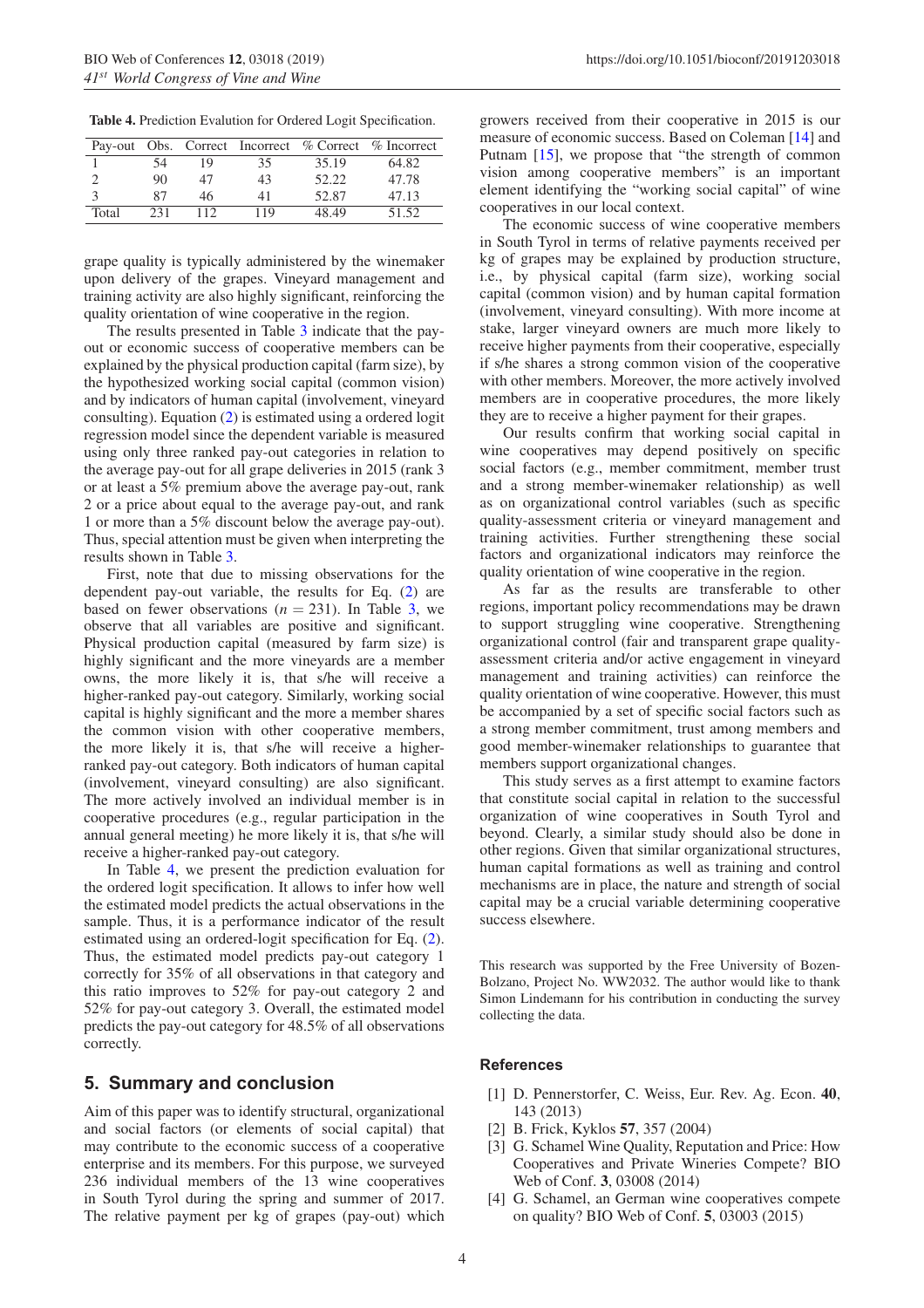**Table 4.** Prediction Evalution for Ordered Logit Specification.

| Pay-out | Obs. | Correct | Incorrect | % Correct | % Incorrect |
|---|---|---|---|---|---|
| 1 | 54 | 19 | 35 | 35.19 | 64.82 |
| 2 | 90 | 47 | 43 | 52.22 | 47.78 |
| 3 | 87 | 46 | 41 | 52.87 | 47.13 |
| Total | 231 | 112 | 119 | 48.49 | 51.52 |

grape quality is typically administered by the winemaker upon delivery of the grapes. Vineyard management and training activity are also highly significant, reinforcing the quality orientation of wine cooperative in the region.

The results presented in Table 3 indicate that the pay-out or economic success of cooperative members can be explained by the physical production capital (farm size), by the hypothesized working social capital (common vision) and by indicators of human capital (involvement, vineyard consulting). Equation (2) is estimated using a ordered logit regression model since the dependent variable is measured using only three ranked pay-out categories in relation to the average pay-out for all grape deliveries in 2015 (rank 3 or at least a 5% premium above the average pay-out, rank 2 or a price about equal to the average pay-out, and rank 1 or more than a 5% discount below the average pay-out). Thus, special attention must be given when interpreting the results shown in Table 3.

First, note that due to missing observations for the dependent pay-out variable, the results for Eq. (2) are based on fewer observations ($n = 231$). In Table 3, we observe that all variables are positive and significant. Physical production capital (measured by farm size) is highly significant and the more vineyards are a member owns, the more likely it is, that s/he will receive a higher-ranked pay-out category. Similarly, working social capital is highly significant and the more a member shares the common vision with other cooperative members, the more likely it is, that s/he will receive a higher-ranked pay-out category. Both indicators of human capital (involvement, vineyard consulting) are also significant. The more actively involved an individual member is in cooperative procedures (e.g., regular participation in the annual general meeting) he more likely it is, that s/he will receive a higher-ranked pay-out category.

In Table 4, we present the prediction evaluation for the ordered logit specification. It allows to infer how well the estimated model predicts the actual observations in the sample. Thus, it is a performance indicator of the result estimated using an ordered-logit specification for Eq. (2). Thus, the estimated model predicts pay-out category 1 correctly for 35% of all observations in that category and this ratio improves to 52% for pay-out category 2 and 52% for pay-out category 3. Overall, the estimated model predicts the pay-out category for 48.5% of all observations correctly.

## 5. Summary and conclusion

Aim of this paper was to identify structural, organizational and social factors (or elements of social capital) that may contribute to the economic success of a cooperative enterprise and its members. For this purpose, we surveyed 236 individual members of the 13 wine cooperatives in South Tyrol during the spring and summer of 2017. The relative payment per kg of grapes (pay-out) which growers received from their cooperative in 2015 is our measure of economic success. Based on Coleman [14] and Putnam [15], we propose that "the strength of common vision among cooperative members" is an important element identifying the "working social capital" of wine cooperatives in our local context.

The economic success of wine cooperative members in South Tyrol in terms of relative payments received per kg of grapes may be explained by production structure, i.e., by physical capital (farm size), working social capital (common vision) and by human capital formation (involvement, vineyard consulting). With more income at stake, larger vineyard owners are much more likely to receive higher payments from their cooperative, especially if s/he shares a strong common vision of the cooperative with other members. Moreover, the more actively involved members are in cooperative procedures, the more likely they are to receive a higher payment for their grapes.

Our results confirm that working social capital in wine cooperatives may depend positively on specific social factors (e.g., member commitment, member trust and a strong member-winemaker relationship) as well as on organizational control variables (such as specific quality-assessment criteria or vineyard management and training activities. Further strengthening these social factors and organizational indicators may reinforce the quality orientation of wine cooperative in the region.

As far as the results are transferable to other regions, important policy recommendations may be drawn to support struggling wine cooperative. Strengthening organizational control (fair and transparent grape quality-assessment criteria and/or active engagement in vineyard management and training activities) can reinforce the quality orientation of wine cooperative. However, this must be accompanied by a set of specific social factors such as a strong member commitment, trust among members and good member-winemaker relationships to guarantee that members support organizational changes.

This study serves as a first attempt to examine factors that constitute social capital in relation to the successful organization of wine cooperatives in South Tyrol and beyond. Clearly, a similar study should also be done in other regions. Given that similar organizational structures, human capital formations as well as training and control mechanisms are in place, the nature and strength of social capital may be a crucial variable determining cooperative success elsewhere.

This research was supported by the Free University of Bozen-Bolzano, Project No. WW2032. The author would like to thank Simon Lindemann for his contribution in conducting the survey collecting the data.

## References

[1] D. Pennerstorfer, C. Weiss, Eur. Rev. Ag. Econ. **40**, 143 (2013)

[2] B. Frick, Kyklos **57**, 357 (2004)

[3] G. Schamel Wine Quality, Reputation and Price: How Cooperatives and Private Wineries Compete? BIO Web of Conf. **3**, 03008 (2014)

[4] G. Schamel, an German wine cooperatives compete on quality? BIO Web of Conf. **5**, 03003 (2015)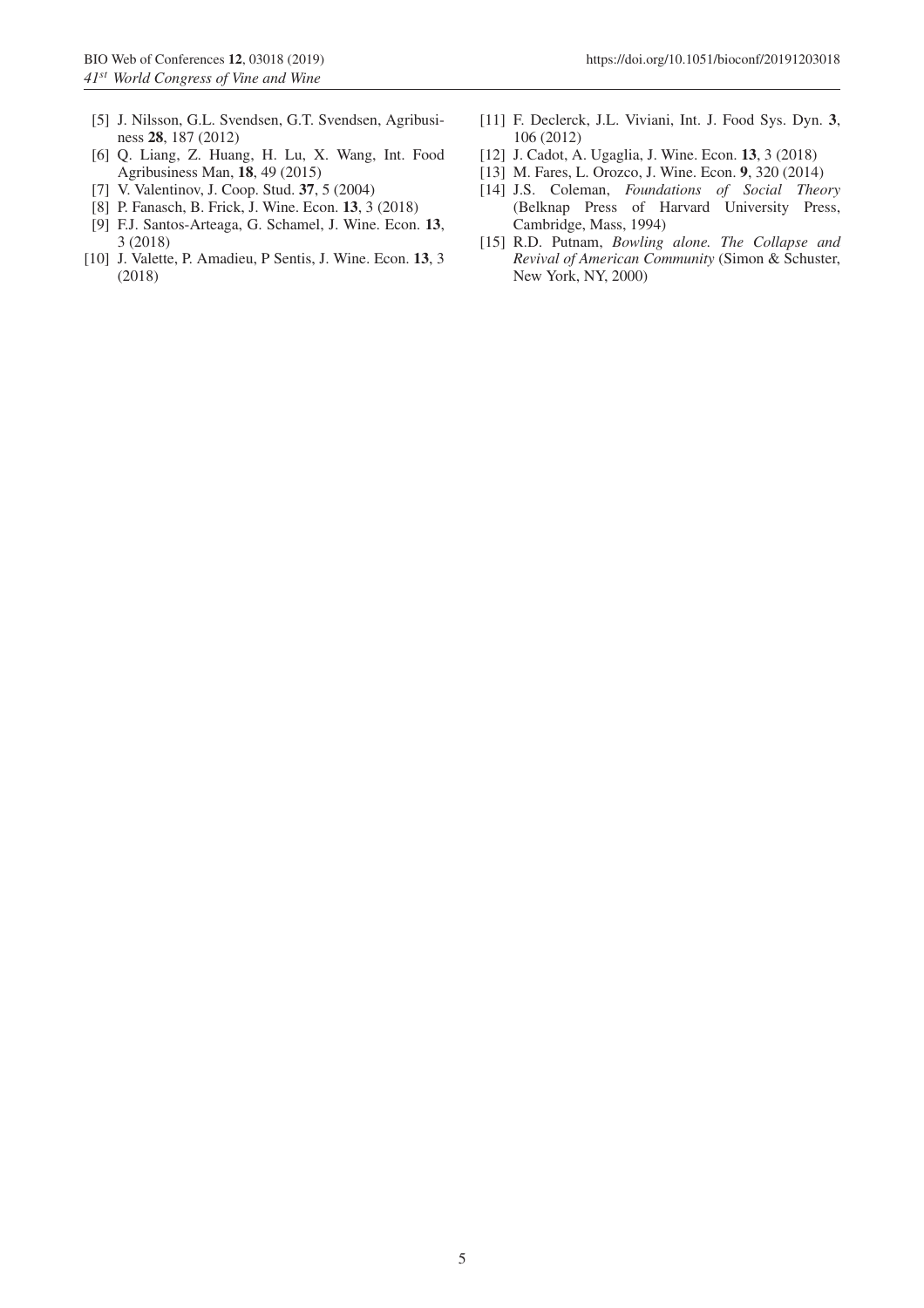[5] J. Nilsson, G.L. Svendsen, G.T. Svendsen, Agribusiness **28**, 187 (2012)

[6] Q. Liang, Z. Huang, H. Lu, X. Wang, Int. Food Agribusiness Man, **18**, 49 (2015)

[7] V. Valentinov, J. Coop. Stud. **37**, 5 (2004)

[8] P. Fanasch, B. Frick, J. Wine. Econ. **13**, 3 (2018)

[9] F.J. Santos-Arteaga, G. Schamel, J. Wine. Econ. **13**, 3 (2018)

[10] J. Valette, P. Amadieu, P Sentis, J. Wine. Econ. **13**, 3 (2018)

[11] F. Declerck, J.L. Viviani, Int. J. Food Sys. Dyn. **3**, 106 (2012)

[12] J. Cadot, A. Ugaglia, J. Wine. Econ. **13**, 3 (2018)

[13] M. Fares, L. Orozco, J. Wine. Econ. **9**, 320 (2014)

[14] J.S. Coleman, *Foundations of Social Theory* (Belknap Press of Harvard University Press, Cambridge, Mass, 1994)

[15] R.D. Putnam, *Bowling alone. The Collapse and Revival of American Community* (Simon & Schuster, New York, NY, 2000)